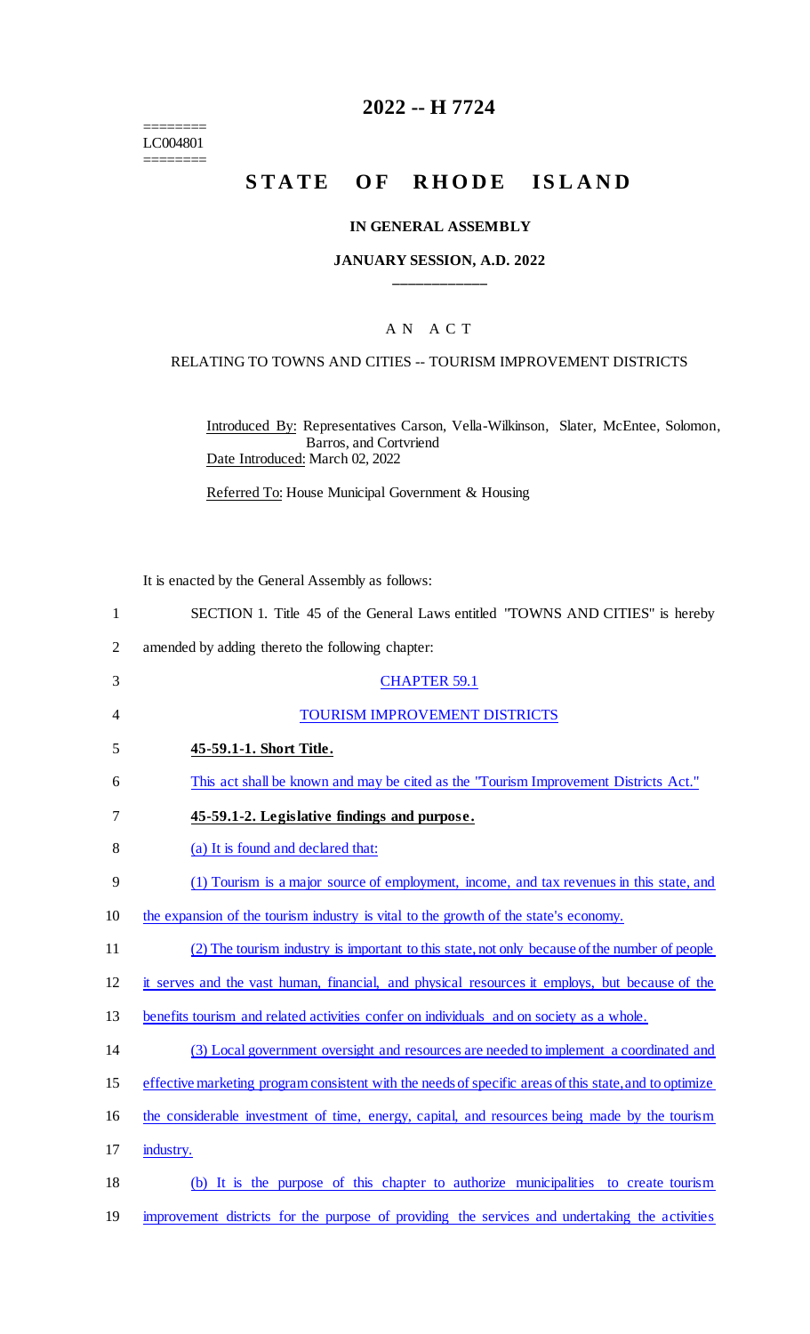========
LC004801
========

# 2022 -- H 7724

## STATE OF RHODE ISLAND

### IN GENERAL ASSEMBLY

### JANUARY SESSION, A.D. 2022

---

A N A C T

RELATING TO TOWNS AND CITIES -- TOURISM IMPROVEMENT DISTRICTS

Introduced By: Representatives Carson, Vella-Wilkinson, Slater, McEntee, Solomon, Barros, and Cortvriend

Date Introduced: March 02, 2022

Referred To: House Municipal Government & Housing

It is enacted by the General Assembly as follows:

1 SECTION 1. Title 45 of the General Laws entitled "TOWNS AND CITIES" is hereby
2 amended by adding thereto the following chapter:

3 CHAPTER 59.1

4 TOURISM IMPROVEMENT DISTRICTS

5 **45-59.1-1. Short Title.**

6 This act shall be known and may be cited as the "Tourism Improvement Districts Act."

7 **45-59.1-2. Legislative findings and purpose.**

8 (a) It is found and declared that:

9 (1) Tourism is a major source of employment, income, and tax revenues in this state, and
10 the expansion of the tourism industry is vital to the growth of the state's economy.

11 (2) The tourism industry is important to this state, not only because of the number of people
12 it serves and the vast human, financial, and physical resources it employs, but because of the
13 benefits tourism and related activities confer on individuals and on society as a whole.

14 (3) Local government oversight and resources are needed to implement a coordinated and
15 effective marketing program consistent with the needs of specific areas of this state, and to optimize
16 the considerable investment of time, energy, capital, and resources being made by the tourism
17 industry.

18 (b) It is the purpose of this chapter to authorize municipalities to create tourism
19 improvement districts for the purpose of providing the services and undertaking the activities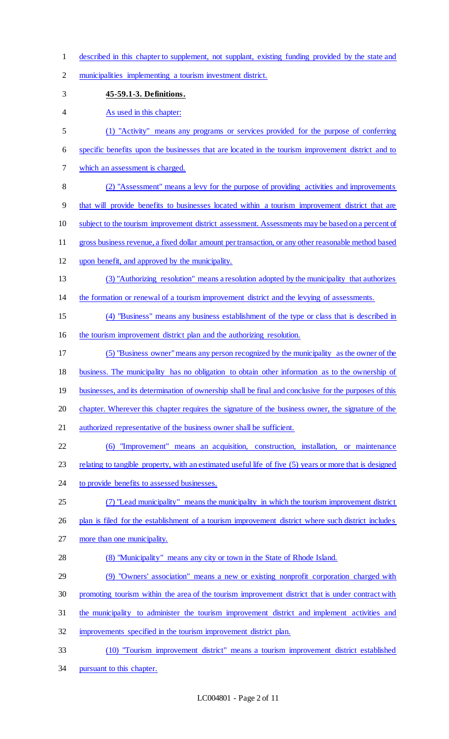described in this chapter to supplement, not supplant, existing funding provided by the state and municipalities implementing a tourism investment district.

**45-59.1-3. Definitions.**

As used in this chapter:

(1) "Activity" means any programs or services provided for the purpose of conferring specific benefits upon the businesses that are located in the tourism improvement district and to which an assessment is charged.

(2) "Assessment" means a levy for the purpose of providing activities and improvements that will provide benefits to businesses located within a tourism improvement district that are subject to the tourism improvement district assessment. Assessments may be based on a percent of gross business revenue, a fixed dollar amount per transaction, or any other reasonable method based upon benefit, and approved by the municipality.

(3) "Authorizing resolution" means a resolution adopted by the municipality that authorizes the formation or renewal of a tourism improvement district and the levying of assessments.

(4) "Business" means any business establishment of the type or class that is described in the tourism improvement district plan and the authorizing resolution.

(5) "Business owner" means any person recognized by the municipality as the owner of the business. The municipality has no obligation to obtain other information as to the ownership of businesses, and its determination of ownership shall be final and conclusive for the purposes of this chapter. Wherever this chapter requires the signature of the business owner, the signature of the authorized representative of the business owner shall be sufficient.

(6) "Improvement" means an acquisition, construction, installation, or maintenance relating to tangible property, with an estimated useful life of five (5) years or more that is designed to provide benefits to assessed businesses.

(7) "Lead municipality" means the municipality in which the tourism improvement district plan is filed for the establishment of a tourism improvement district where such district includes more than one municipality.

(8) "Municipality" means any city or town in the State of Rhode Island.

(9) "Owners' association" means a new or existing nonprofit corporation charged with promoting tourism within the area of the tourism improvement district that is under contract with the municipality to administer the tourism improvement district and implement activities and improvements specified in the tourism improvement district plan.

(10) "Tourism improvement district" means a tourism improvement district established pursuant to this chapter.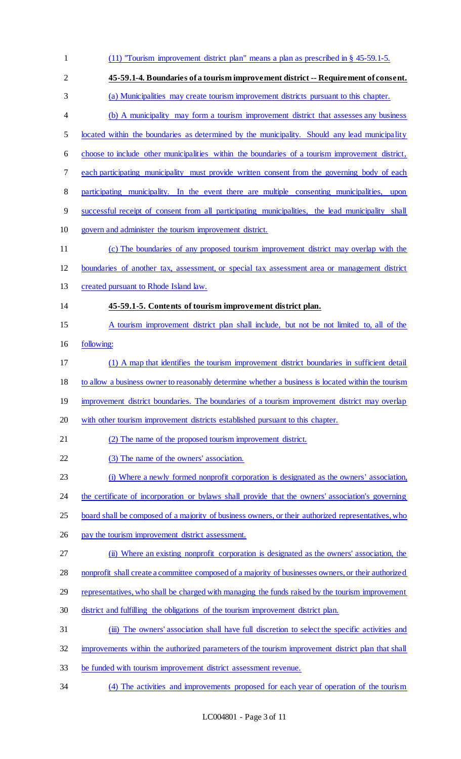(11) "Tourism improvement district plan" means a plan as prescribed in § 45-59.1-5.

**45-59.1-4. Boundaries of a tourism improvement district -- Requirement of consent.**

(a) Municipalities may create tourism improvement districts pursuant to this chapter.

(b) A municipality may form a tourism improvement district that assesses any business located within the boundaries as determined by the municipality. Should any lead municipality choose to include other municipalities within the boundaries of a tourism improvement district, each participating municipality must provide written consent from the governing body of each participating municipality. In the event there are multiple consenting municipalities, upon successful receipt of consent from all participating municipalities, the lead municipality shall govern and administer the tourism improvement district.

(c) The boundaries of any proposed tourism improvement district may overlap with the boundaries of another tax, assessment, or special tax assessment area or management district created pursuant to Rhode Island law.

**45-59.1-5. Contents of tourism improvement district plan.**

A tourism improvement district plan shall include, but not be not limited to, all of the following:

(1) A map that identifies the tourism improvement district boundaries in sufficient detail to allow a business owner to reasonably determine whether a business is located within the tourism improvement district boundaries. The boundaries of a tourism improvement district may overlap with other tourism improvement districts established pursuant to this chapter.

(2) The name of the proposed tourism improvement district.

(3) The name of the owners' association.

(i) Where a newly formed nonprofit corporation is designated as the owners' association, the certificate of incorporation or bylaws shall provide that the owners' association's governing board shall be composed of a majority of business owners, or their authorized representatives, who pay the tourism improvement district assessment.

(ii) Where an existing nonprofit corporation is designated as the owners' association, the nonprofit shall create a committee composed of a majority of businesses owners, or their authorized representatives, who shall be charged with managing the funds raised by the tourism improvement district and fulfilling the obligations of the tourism improvement district plan.

(iii) The owners' association shall have full discretion to select the specific activities and improvements within the authorized parameters of the tourism improvement district plan that shall be funded with tourism improvement district assessment revenue.

(4) The activities and improvements proposed for each year of operation of the tourism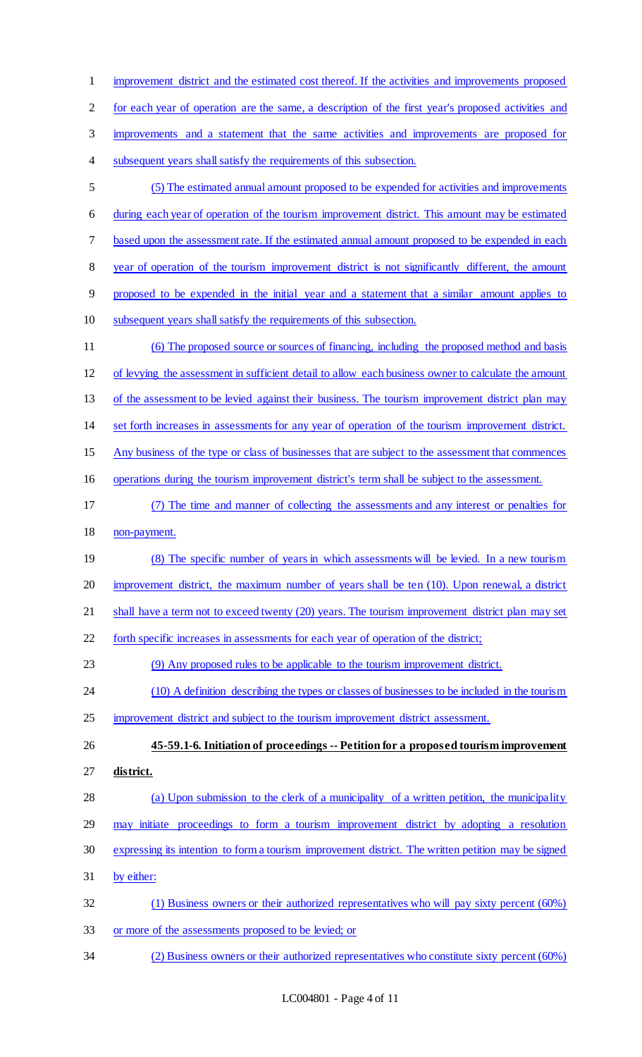improvement district and the estimated cost thereof. If the activities and improvements proposed for each year of operation are the same, a description of the first year's proposed activities and improvements and a statement that the same activities and improvements are proposed for subsequent years shall satisfy the requirements of this subsection.

(5) The estimated annual amount proposed to be expended for activities and improvements during each year of operation of the tourism improvement district. This amount may be estimated based upon the assessment rate. If the estimated annual amount proposed to be expended in each year of operation of the tourism improvement district is not significantly different, the amount proposed to be expended in the initial year and a statement that a similar amount applies to subsequent years shall satisfy the requirements of this subsection.

(6) The proposed source or sources of financing, including the proposed method and basis of levying the assessment in sufficient detail to allow each business owner to calculate the amount of the assessment to be levied against their business. The tourism improvement district plan may set forth increases in assessments for any year of operation of the tourism improvement district. Any business of the type or class of businesses that are subject to the assessment that commences operations during the tourism improvement district's term shall be subject to the assessment.

(7) The time and manner of collecting the assessments and any interest or penalties for non-payment.

(8) The specific number of years in which assessments will be levied. In a new tourism improvement district, the maximum number of years shall be ten (10). Upon renewal, a district shall have a term not to exceed twenty (20) years. The tourism improvement district plan may set forth specific increases in assessments for each year of operation of the district;

(9) Any proposed rules to be applicable to the tourism improvement district.

(10) A definition describing the types or classes of businesses to be included in the tourism improvement district and subject to the tourism improvement district assessment.

**45-59.1-6. Initiation of proceedings -- Petition for a proposed tourism improvement district.**

(a) Upon submission to the clerk of a municipality of a written petition, the municipality may initiate proceedings to form a tourism improvement district by adopting a resolution expressing its intention to form a tourism improvement district. The written petition may be signed by either:

(1) Business owners or their authorized representatives who will pay sixty percent (60%) or more of the assessments proposed to be levied; or

(2) Business owners or their authorized representatives who constitute sixty percent (60%)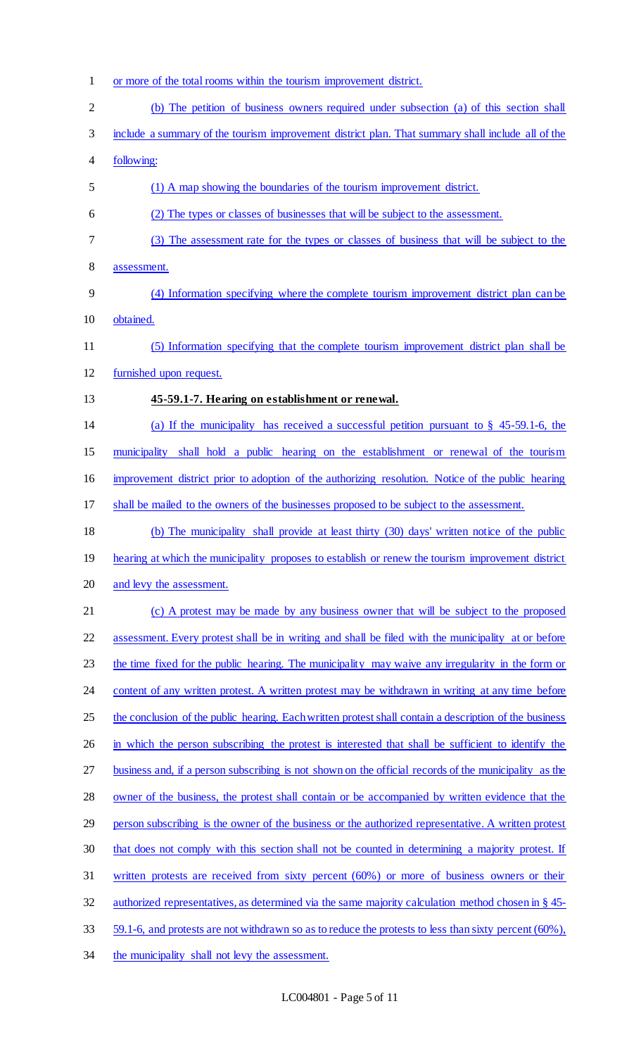or more of the total rooms within the tourism improvement district.

(b) The petition of business owners required under subsection (a) of this section shall include a summary of the tourism improvement district plan. That summary shall include all of the following:

(1) A map showing the boundaries of the tourism improvement district.

(2) The types or classes of businesses that will be subject to the assessment.

(3) The assessment rate for the types or classes of business that will be subject to the assessment.

(4) Information specifying where the complete tourism improvement district plan can be obtained.

(5) Information specifying that the complete tourism improvement district plan shall be furnished upon request.

**45-59.1-7. Hearing on establishment or renewal.**

(a) If the municipality has received a successful petition pursuant to § 45-59.1-6, the municipality shall hold a public hearing on the establishment or renewal of the tourism improvement district prior to adoption of the authorizing resolution. Notice of the public hearing shall be mailed to the owners of the businesses proposed to be subject to the assessment.

(b) The municipality shall provide at least thirty (30) days' written notice of the public hearing at which the municipality proposes to establish or renew the tourism improvement district and levy the assessment.

(c) A protest may be made by any business owner that will be subject to the proposed assessment. Every protest shall be in writing and shall be filed with the municipality at or before the time fixed for the public hearing. The municipality may waive any irregularity in the form or content of any written protest. A written protest may be withdrawn in writing at any time before the conclusion of the public hearing. Each written protest shall contain a description of the business in which the person subscribing the protest is interested that shall be sufficient to identify the business and, if a person subscribing is not shown on the official records of the municipality as the owner of the business, the protest shall contain or be accompanied by written evidence that the person subscribing is the owner of the business or the authorized representative. A written protest that does not comply with this section shall not be counted in determining a majority protest. If written protests are received from sixty percent (60%) or more of business owners or their authorized representatives, as determined via the same majority calculation method chosen in § 45-59.1-6, and protests are not withdrawn so as to reduce the protests to less than sixty percent (60%), the municipality shall not levy the assessment.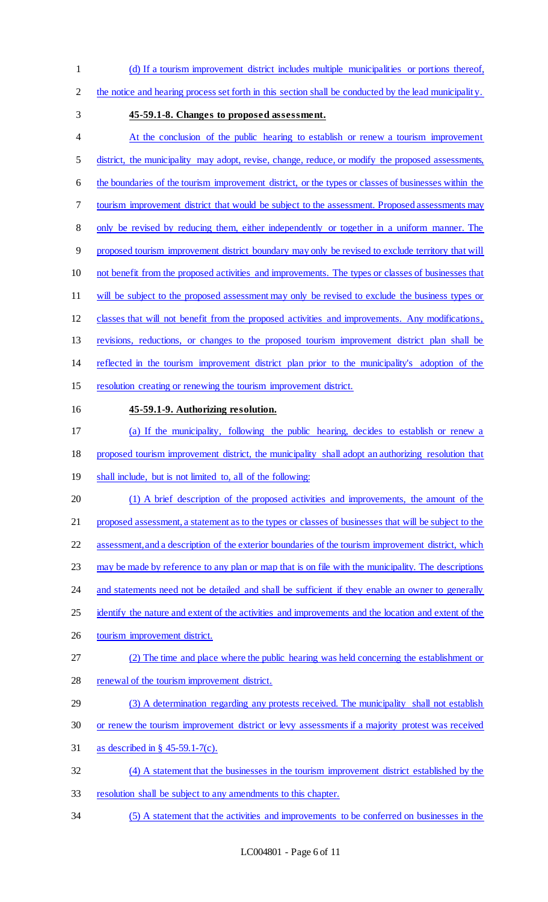(d) If a tourism improvement district includes multiple municipalities or portions thereof, the notice and hearing process set forth in this section shall be conducted by the lead municipality.

**45-59.1-8. Changes to proposed assessment.**

At the conclusion of the public hearing to establish or renew a tourism improvement district, the municipality may adopt, revise, change, reduce, or modify the proposed assessments, the boundaries of the tourism improvement district, or the types or classes of businesses within the tourism improvement district that would be subject to the assessment. Proposed assessments may only be revised by reducing them, either independently or together in a uniform manner. The proposed tourism improvement district boundary may only be revised to exclude territory that will not benefit from the proposed activities and improvements. The types or classes of businesses that will be subject to the proposed assessment may only be revised to exclude the business types or classes that will not benefit from the proposed activities and improvements. Any modifications, revisions, reductions, or changes to the proposed tourism improvement district plan shall be reflected in the tourism improvement district plan prior to the municipality's adoption of the resolution creating or renewing the tourism improvement district.

**45-59.1-9. Authorizing resolution.**

(a) If the municipality, following the public hearing, decides to establish or renew a proposed tourism improvement district, the municipality shall adopt an authorizing resolution that shall include, but is not limited to, all of the following:

(1) A brief description of the proposed activities and improvements, the amount of the proposed assessment, a statement as to the types or classes of businesses that will be subject to the assessment, and a description of the exterior boundaries of the tourism improvement district, which may be made by reference to any plan or map that is on file with the municipality. The descriptions and statements need not be detailed and shall be sufficient if they enable an owner to generally identify the nature and extent of the activities and improvements and the location and extent of the tourism improvement district.

(2) The time and place where the public hearing was held concerning the establishment or renewal of the tourism improvement district.

(3) A determination regarding any protests received. The municipality shall not establish or renew the tourism improvement district or levy assessments if a majority protest was received as described in § 45-59.1-7(c).

(4) A statement that the businesses in the tourism improvement district established by the resolution shall be subject to any amendments to this chapter.

(5) A statement that the activities and improvements to be conferred on businesses in the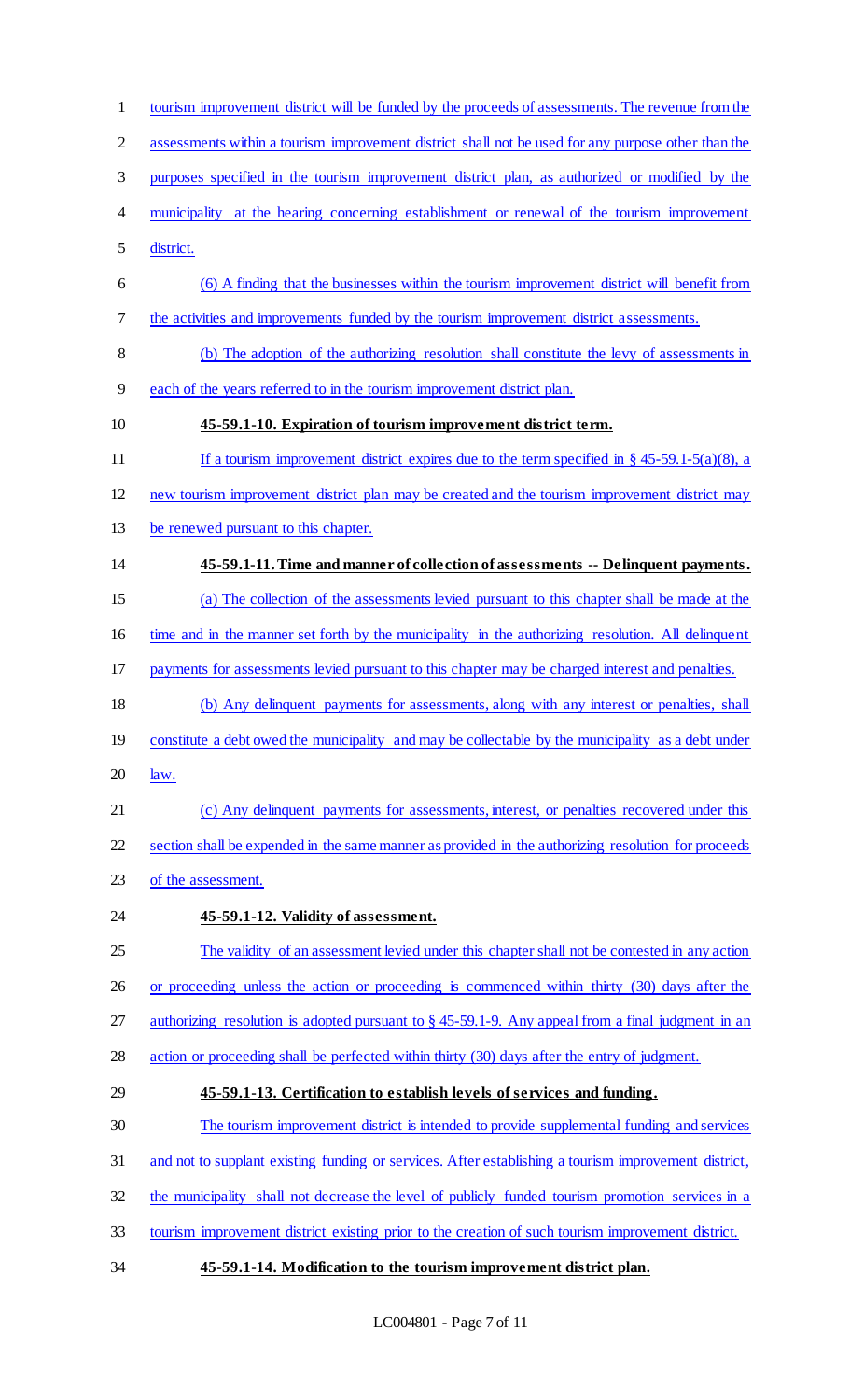tourism improvement district will be funded by the proceeds of assessments. The revenue from the assessments within a tourism improvement district shall not be used for any purpose other than the purposes specified in the tourism improvement district plan, as authorized or modified by the municipality at the hearing concerning establishment or renewal of the tourism improvement district.

(6) A finding that the businesses within the tourism improvement district will benefit from the activities and improvements funded by the tourism improvement district assessments.

(b) The adoption of the authorizing resolution shall constitute the levy of assessments in each of the years referred to in the tourism improvement district plan.

**45-59.1-10. Expiration of tourism improvement district term.**

If a tourism improvement district expires due to the term specified in § 45-59.1-5(a)(8), a new tourism improvement district plan may be created and the tourism improvement district may be renewed pursuant to this chapter.

**45-59.1-11. Time and manner of collection of assessments -- Delinquent payments.**

(a) The collection of the assessments levied pursuant to this chapter shall be made at the time and in the manner set forth by the municipality in the authorizing resolution. All delinquent payments for assessments levied pursuant to this chapter may be charged interest and penalties.

(b) Any delinquent payments for assessments, along with any interest or penalties, shall constitute a debt owed the municipality and may be collectable by the municipality as a debt under law.

(c) Any delinquent payments for assessments, interest, or penalties recovered under this section shall be expended in the same manner as provided in the authorizing resolution for proceeds of the assessment.

**45-59.1-12. Validity of assessment.**

The validity of an assessment levied under this chapter shall not be contested in any action or proceeding unless the action or proceeding is commenced within thirty (30) days after the authorizing resolution is adopted pursuant to § 45-59.1-9. Any appeal from a final judgment in an action or proceeding shall be perfected within thirty (30) days after the entry of judgment.

**45-59.1-13. Certification to establish levels of services and funding.**

The tourism improvement district is intended to provide supplemental funding and services and not to supplant existing funding or services. After establishing a tourism improvement district, the municipality shall not decrease the level of publicly funded tourism promotion services in a tourism improvement district existing prior to the creation of such tourism improvement district.

**45-59.1-14. Modification to the tourism improvement district plan.**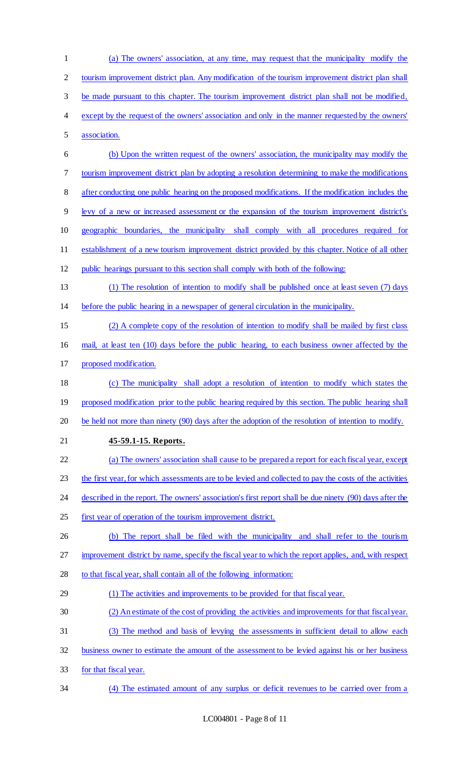(a) The owners' association, at any time, may request that the municipality modify the tourism improvement district plan. Any modification of the tourism improvement district plan shall be made pursuant to this chapter. The tourism improvement district plan shall not be modified, except by the request of the owners' association and only in the manner requested by the owners' association.

(b) Upon the written request of the owners' association, the municipality may modify the tourism improvement district plan by adopting a resolution determining to make the modifications after conducting one public hearing on the proposed modifications. If the modification includes the levy of a new or increased assessment or the expansion of the tourism improvement district's geographic boundaries, the municipality shall comply with all procedures required for establishment of a new tourism improvement district provided by this chapter. Notice of all other public hearings pursuant to this section shall comply with both of the following:

(1) The resolution of intention to modify shall be published once at least seven (7) days before the public hearing in a newspaper of general circulation in the municipality.

(2) A complete copy of the resolution of intention to modify shall be mailed by first class mail, at least ten (10) days before the public hearing, to each business owner affected by the proposed modification.

(c) The municipality shall adopt a resolution of intention to modify which states the proposed modification prior to the public hearing required by this section. The public hearing shall be held not more than ninety (90) days after the adoption of the resolution of intention to modify.

**45-59.1-15. Reports.**

(a) The owners' association shall cause to be prepared a report for each fiscal year, except the first year, for which assessments are to be levied and collected to pay the costs of the activities described in the report. The owners' association's first report shall be due ninety (90) days after the first year of operation of the tourism improvement district.

(b) The report shall be filed with the municipality and shall refer to the tourism improvement district by name, specify the fiscal year to which the report applies, and, with respect to that fiscal year, shall contain all of the following information:

(1) The activities and improvements to be provided for that fiscal year.

(2) An estimate of the cost of providing the activities and improvements for that fiscal year.

(3) The method and basis of levying the assessments in sufficient detail to allow each business owner to estimate the amount of the assessment to be levied against his or her business for that fiscal year.

(4) The estimated amount of any surplus or deficit revenues to be carried over from a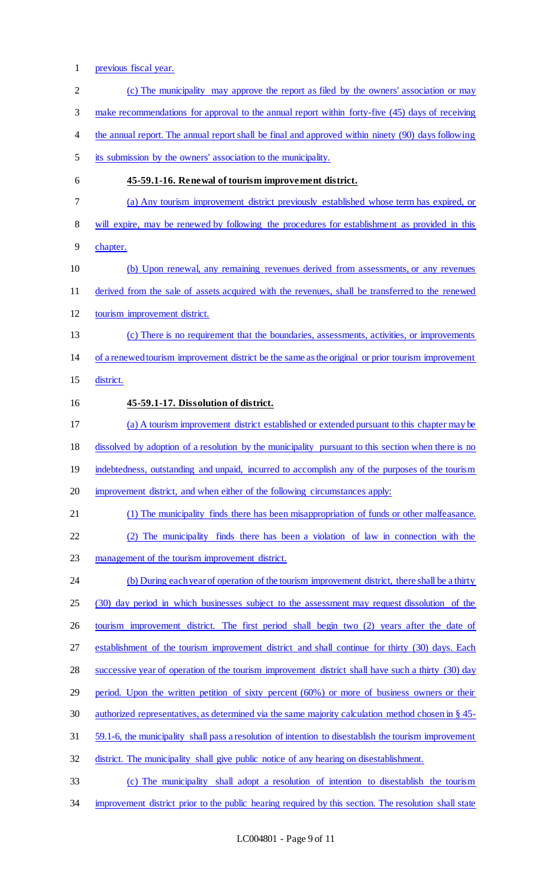previous fiscal year.

(c) The municipality may approve the report as filed by the owners' association or may make recommendations for approval to the annual report within forty-five (45) days of receiving the annual report. The annual report shall be final and approved within ninety (90) days following its submission by the owners' association to the municipality.

**45-59.1-16. Renewal of tourism improvement district.**

(a) Any tourism improvement district previously established whose term has expired, or will expire, may be renewed by following the procedures for establishment as provided in this chapter.

(b) Upon renewal, any remaining revenues derived from assessments, or any revenues derived from the sale of assets acquired with the revenues, shall be transferred to the renewed tourism improvement district.

(c) There is no requirement that the boundaries, assessments, activities, or improvements of a renewed tourism improvement district be the same as the original or prior tourism improvement district.

**45-59.1-17. Dissolution of district.**

(a) A tourism improvement district established or extended pursuant to this chapter may be dissolved by adoption of a resolution by the municipality pursuant to this section when there is no indebtedness, outstanding and unpaid, incurred to accomplish any of the purposes of the tourism improvement district, and when either of the following circumstances apply:

(1) The municipality finds there has been misappropriation of funds or other malfeasance.

(2) The municipality finds there has been a violation of law in connection with the management of the tourism improvement district.

(b) During each year of operation of the tourism improvement district, there shall be a thirty (30) day period in which businesses subject to the assessment may request dissolution of the tourism improvement district. The first period shall begin two (2) years after the date of establishment of the tourism improvement district and shall continue for thirty (30) days. Each successive year of operation of the tourism improvement district shall have such a thirty (30) day period. Upon the written petition of sixty percent (60%) or more of business owners or their authorized representatives, as determined via the same majority calculation method chosen in § 45-59.1-6, the municipality shall pass a resolution of intention to disestablish the tourism improvement district. The municipality shall give public notice of any hearing on disestablishment.

(c) The municipality shall adopt a resolution of intention to disestablish the tourism improvement district prior to the public hearing required by this section. The resolution shall state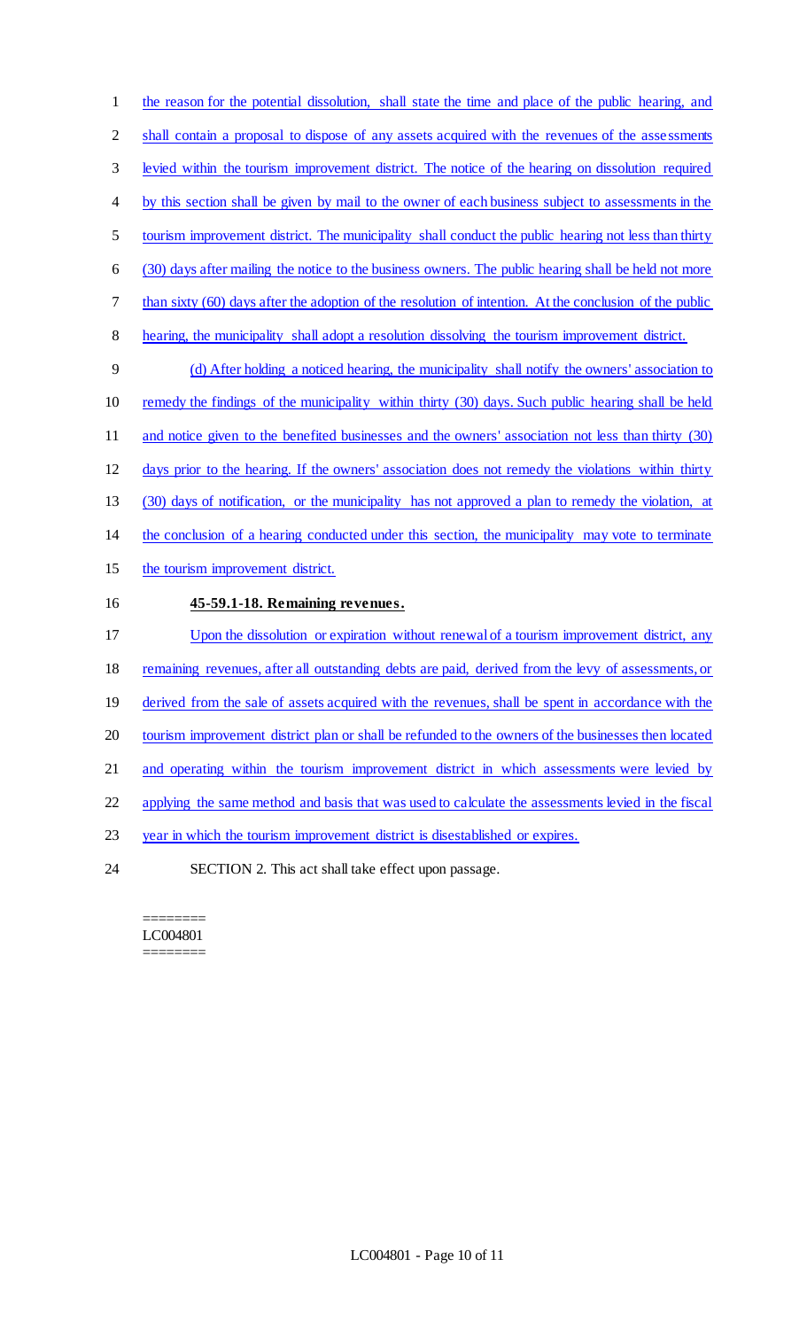the reason for the potential dissolution, shall state the time and place of the public hearing, and shall contain a proposal to dispose of any assets acquired with the revenues of the assessments levied within the tourism improvement district. The notice of the hearing on dissolution required by this section shall be given by mail to the owner of each business subject to assessments in the tourism improvement district. The municipality shall conduct the public hearing not less than thirty (30) days after mailing the notice to the business owners. The public hearing shall be held not more than sixty (60) days after the adoption of the resolution of intention. At the conclusion of the public hearing, the municipality shall adopt a resolution dissolving the tourism improvement district.

(d) After holding a noticed hearing, the municipality shall notify the owners' association to remedy the findings of the municipality within thirty (30) days. Such public hearing shall be held and notice given to the benefited businesses and the owners' association not less than thirty (30) days prior to the hearing. If the owners' association does not remedy the violations within thirty (30) days of notification, or the municipality has not approved a plan to remedy the violation, at the conclusion of a hearing conducted under this section, the municipality may vote to terminate the tourism improvement district.

**45-59.1-18. Remaining revenues.**

Upon the dissolution or expiration without renewal of a tourism improvement district, any remaining revenues, after all outstanding debts are paid, derived from the levy of assessments, or derived from the sale of assets acquired with the revenues, shall be spent in accordance with the tourism improvement district plan or shall be refunded to the owners of the businesses then located and operating within the tourism improvement district in which assessments were levied by applying the same method and basis that was used to calculate the assessments levied in the fiscal year in which the tourism improvement district is disestablished or expires.

SECTION 2. This act shall take effect upon passage.

========
LC004801
========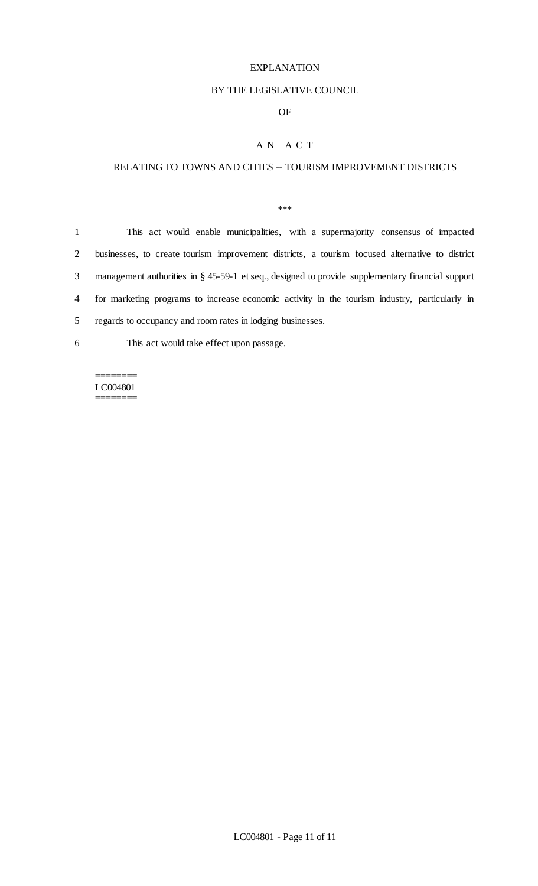EXPLANATION

BY THE LEGISLATIVE COUNCIL

OF

A N A C T

RELATING TO TOWNS AND CITIES -- TOURISM IMPROVEMENT DISTRICTS

\*\*\*

This act would enable municipalities, with a supermajority consensus of impacted businesses, to create tourism improvement districts, a tourism focused alternative to district management authorities in § 45-59-1 et seq., designed to provide supplementary financial support for marketing programs to increase economic activity in the tourism industry, particularly in regards to occupancy and room rates in lodging businesses.

This act would take effect upon passage.

========
LC004801
========